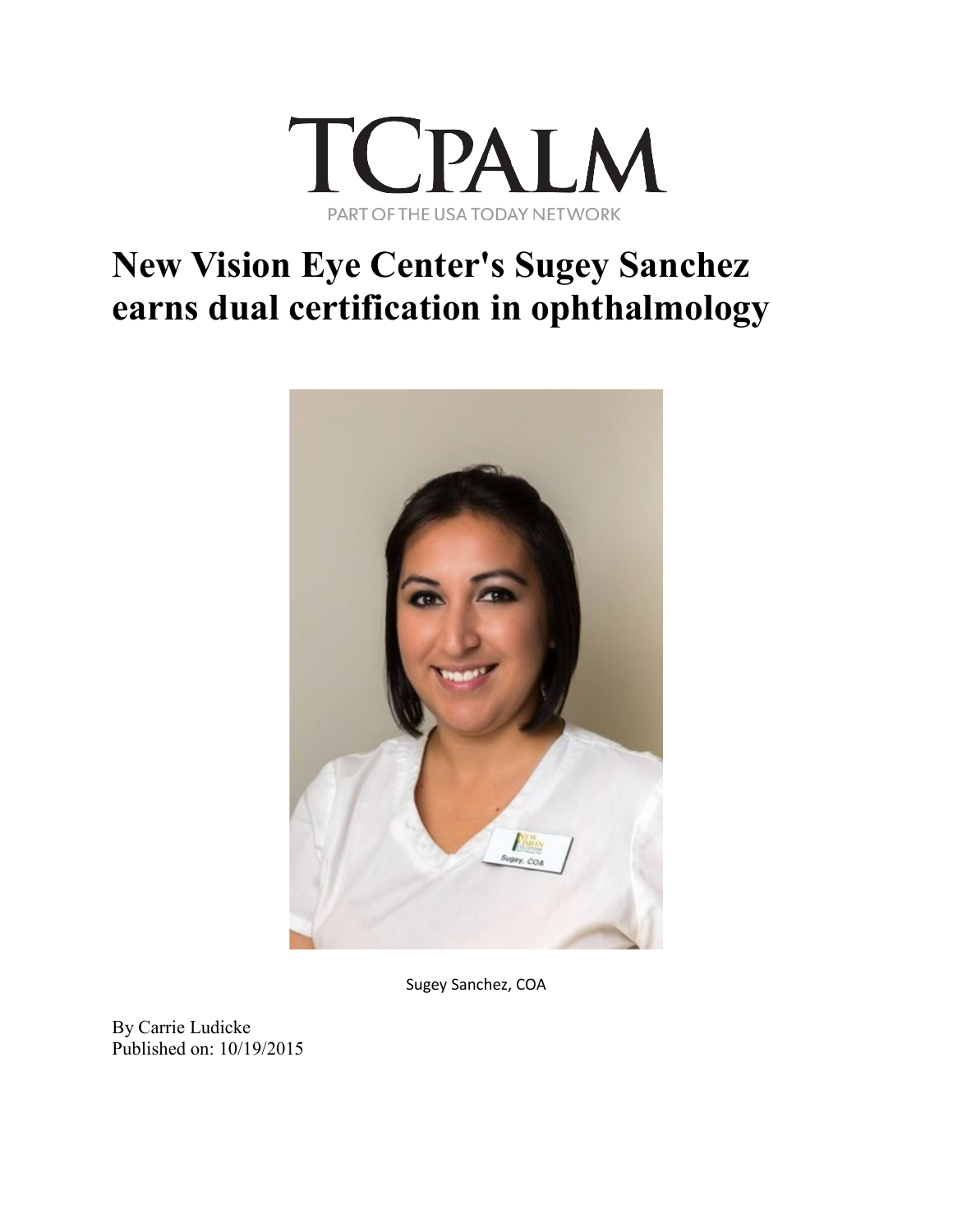TCPALM

PART OF THE USA TODAY NETWORK

# New Vision Eye Center's Sugey Sanchez earns dual certification in ophthalmology

Sugey Sanchez, COA

By Carrie Ludicke
Published on: 10/19/2015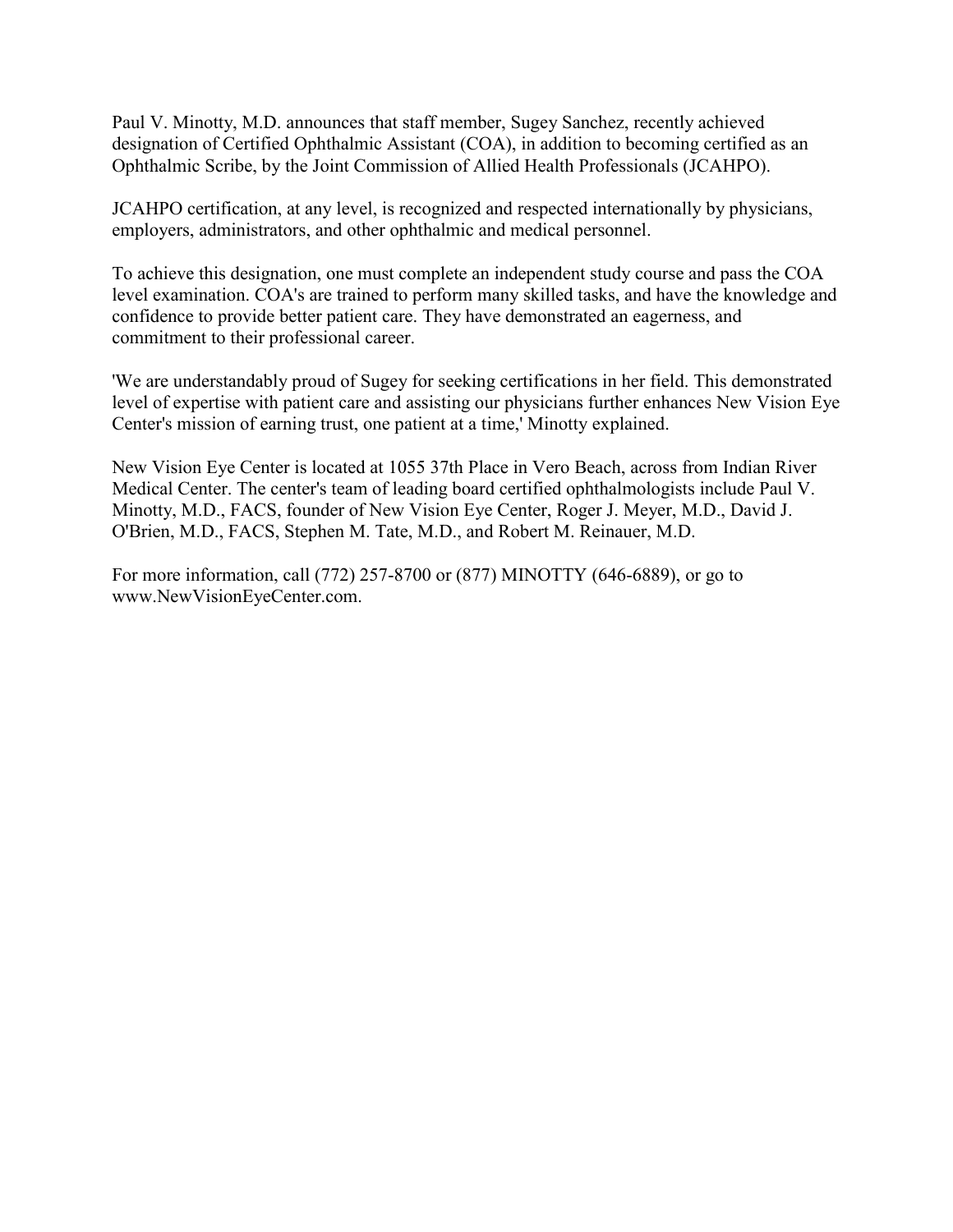Paul V. Minotty, M.D. announces that staff member, Sugey Sanchez, recently achieved designation of Certified Ophthalmic Assistant (COA), in addition to becoming certified as an Ophthalmic Scribe, by the Joint Commission of Allied Health Professionals (JCAHPO).

JCAHPO certification, at any level, is recognized and respected internationally by physicians, employers, administrators, and other ophthalmic and medical personnel.

To achieve this designation, one must complete an independent study course and pass the COA level examination. COA's are trained to perform many skilled tasks, and have the knowledge and confidence to provide better patient care. They have demonstrated an eagerness, and commitment to their professional career.

'We are understandably proud of Sugey for seeking certifications in her field. This demonstrated level of expertise with patient care and assisting our physicians further enhances New Vision Eye Center's mission of earning trust, one patient at a time,' Minotty explained.

New Vision Eye Center is located at 1055 37th Place in Vero Beach, across from Indian River Medical Center. The center's team of leading board certified ophthalmologists include Paul V. Minotty, M.D., FACS, founder of New Vision Eye Center, Roger J. Meyer, M.D., David J. O'Brien, M.D., FACS, Stephen M. Tate, M.D., and Robert M. Reinauer, M.D.

For more information, call (772) 257-8700 or (877) MINOTTY (646-6889), or go to www.NewVisionEyeCenter.com.